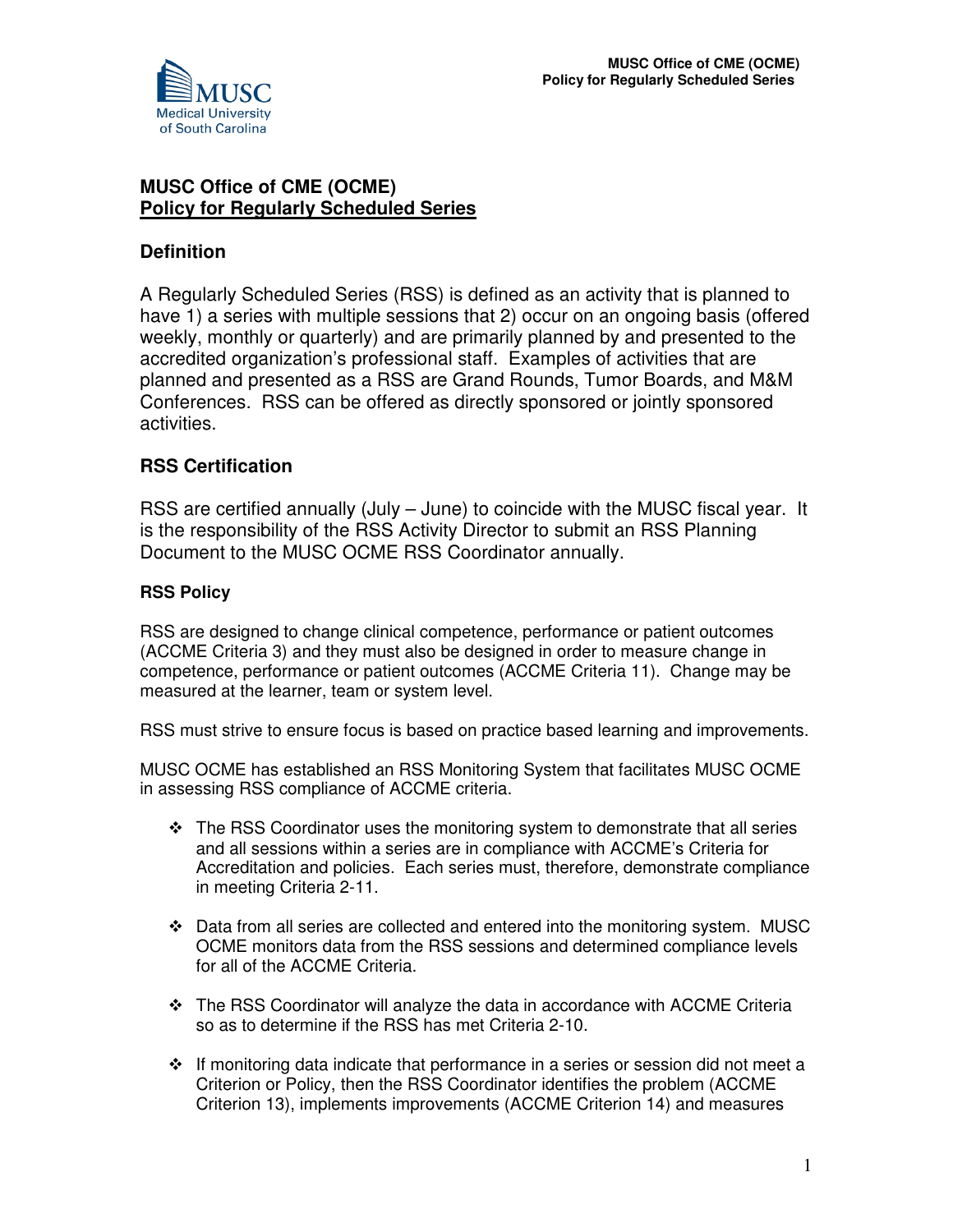# MUSC Office of CME (OCME)
## Policy for Regularly Scheduled Series

## Definition

A Regularly Scheduled Series (RSS) is defined as an activity that is planned to have 1) a series with multiple sessions that 2) occur on an ongoing basis (offered weekly, monthly or quarterly) and are primarily planned by and presented to the accredited organization's professional staff. Examples of activities that are planned and presented as a RSS are Grand Rounds, Tumor Boards, and M&M Conferences. RSS can be offered as directly sponsored or jointly sponsored activities.

## RSS Certification

RSS are certified annually (July – June) to coincide with the MUSC fiscal year. It is the responsibility of the RSS Activity Director to submit an RSS Planning Document to the MUSC OCME RSS Coordinator annually.

### RSS Policy

RSS are designed to change clinical competence, performance or patient outcomes (ACCME Criteria 3) and they must also be designed in order to measure change in competence, performance or patient outcomes (ACCME Criteria 11). Change may be measured at the learner, team or system level.

RSS must strive to ensure focus is based on practice based learning and improvements.

MUSC OCME has established an RSS Monitoring System that facilitates MUSC OCME in assessing RSS compliance of ACCME criteria.

- The RSS Coordinator uses the monitoring system to demonstrate that all series and all sessions within a series are in compliance with ACCME's Criteria for Accreditation and policies. Each series must, therefore, demonstrate compliance in meeting Criteria 2-11.
- Data from all series are collected and entered into the monitoring system. MUSC OCME monitors data from the RSS sessions and determined compliance levels for all of the ACCME Criteria.
- The RSS Coordinator will analyze the data in accordance with ACCME Criteria so as to determine if the RSS has met Criteria 2-10.
- If monitoring data indicate that performance in a series or session did not meet a Criterion or Policy, then the RSS Coordinator identifies the problem (ACCME Criterion 13), implements improvements (ACCME Criterion 14) and measures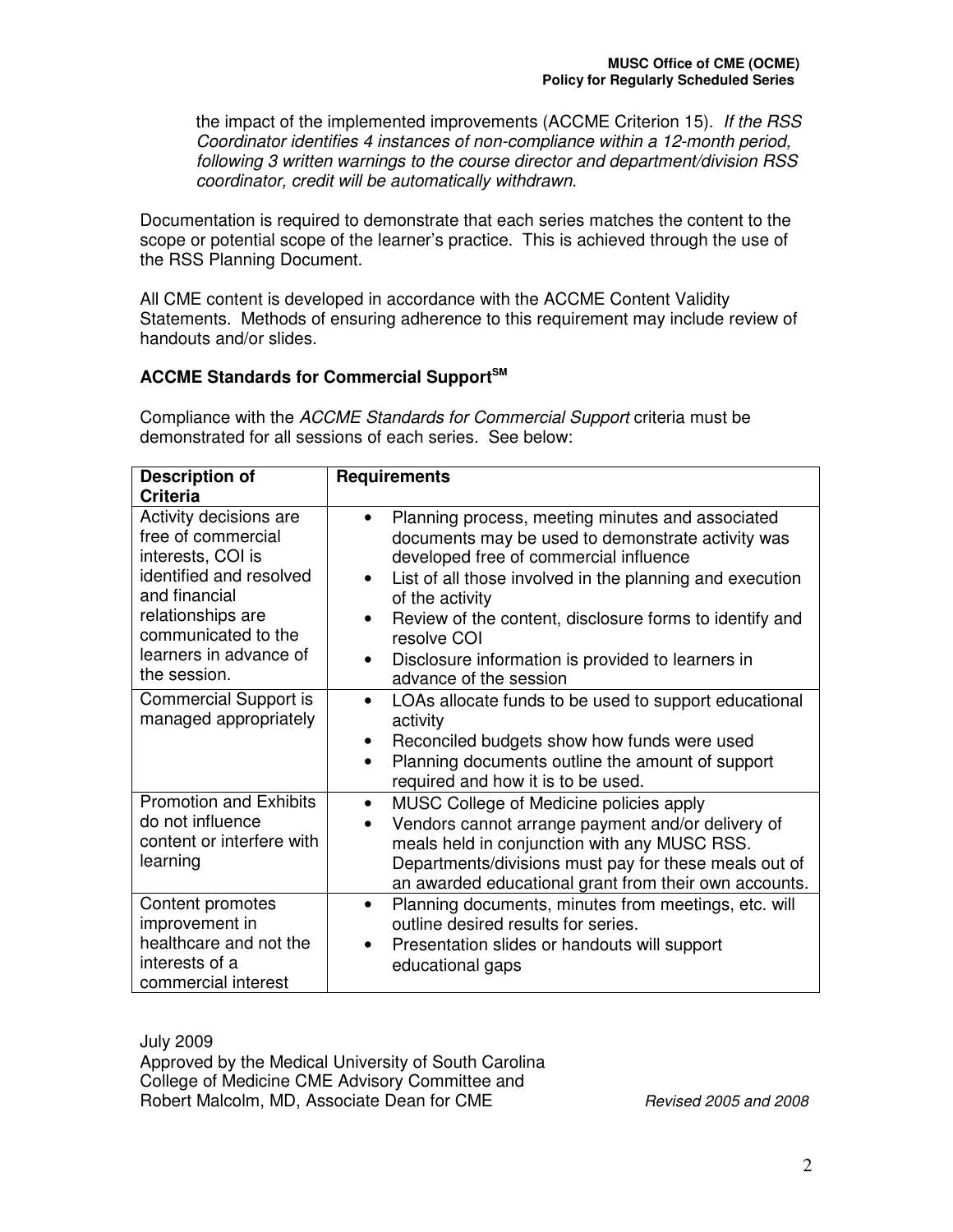the impact of the implemented improvements (ACCME Criterion 15). *If the RSS Coordinator identifies 4 instances of non-compliance within a 12-month period, following 3 written warnings to the course director and department/division RSS coordinator, credit will be automatically withdrawn.*

Documentation is required to demonstrate that each series matches the content to the scope or potential scope of the learner's practice. This is achieved through the use of the RSS Planning Document.

All CME content is developed in accordance with the ACCME Content Validity Statements. Methods of ensuring adherence to this requirement may include review of handouts and/or slides.

**ACCME Standards for Commercial Support[SM]**

Compliance with the *ACCME Standards for Commercial Support* criteria must be demonstrated for all sessions of each series. See below:

| **Description of Criteria** | **Requirements** |
|---|---|
| Activity decisions are free of commercial interests, COI is identified and resolved and financial relationships are communicated to the learners in advance of the session. | • Planning process, meeting minutes and associated documents may be used to demonstrate activity was developed free of commercial influence<br>• List of all those involved in the planning and execution of the activity<br>• Review of the content, disclosure forms to identify and resolve COI<br>• Disclosure information is provided to learners in advance of the session |
| Commercial Support is managed appropriately | • LOAs allocate funds to be used to support educational activity<br>• Reconciled budgets show how funds were used<br>• Planning documents outline the amount of support required and how it is to be used. |
| Promotion and Exhibits do not influence content or interfere with learning | • MUSC College of Medicine policies apply<br>• Vendors cannot arrange payment and/or delivery of meals held in conjunction with any MUSC RSS. Departments/divisions must pay for these meals out of an awarded educational grant from their own accounts. |
| Content promotes improvement in healthcare and not the interests of a commercial interest | • Planning documents, minutes from meetings, etc. will outline desired results for series.<br>• Presentation slides or handouts will support educational gaps |

July 2009
Approved by the Medical University of South Carolina College of Medicine CME Advisory Committee and Robert Malcolm, MD, Associate Dean for CME

*Revised 2005 and 2008*